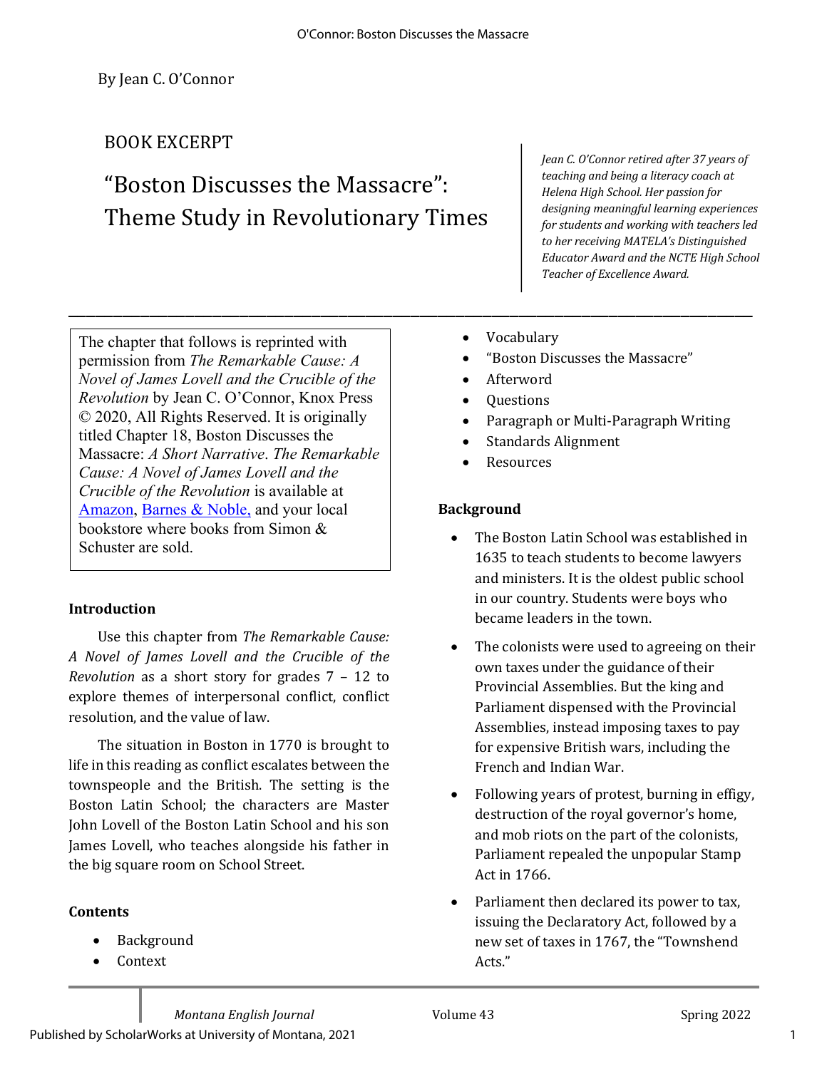By Jean C. O'Connor

BOOK EXCERPT

# "Boston Discusses the Massacre": Theme Study in Revolutionary Times

*Jean C. O'Connor retired after 37 years of teaching and being a literacy coach at Helena High School. Her passion for designing meaningful learning experiences for students and working with teachers led to her receiving MATELA's Distinguished Educator Award and the NCTE High School Teacher of Excellence Award.*

---

The chapter that follows is reprinted with permission from *The Remarkable Cause: A Novel of James Lovell and the Crucible of the Revolution* by Jean C. O'Connor, Knox Press © 2020, All Rights Reserved. It is originally titled Chapter 18, Boston Discusses the Massacre: *A Short Narrative*. *The Remarkable Cause: A Novel of James Lovell and the Crucible of the Revolution* is available at Amazon, Barnes & Noble, and your local bookstore where books from Simon & Schuster are sold.

### Introduction

Use this chapter from *The Remarkable Cause: A Novel of James Lovell and the Crucible of the Revolution* as a short story for grades 7 – 12 to explore themes of interpersonal conflict, conflict resolution, and the value of law.

The situation in Boston in 1770 is brought to life in this reading as conflict escalates between the townspeople and the British. The setting is the Boston Latin School; the characters are Master John Lovell of the Boston Latin School and his son James Lovell, who teaches alongside his father in the big square room on School Street.

### Contents

- Background
- Context
- Vocabulary
- "Boston Discusses the Massacre"
- Afterword
- Questions
- Paragraph or Multi-Paragraph Writing
- Standards Alignment
- Resources

### Background

- The Boston Latin School was established in 1635 to teach students to become lawyers and ministers. It is the oldest public school in our country. Students were boys who became leaders in the town.
- The colonists were used to agreeing on their own taxes under the guidance of their Provincial Assemblies. But the king and Parliament dispensed with the Provincial Assemblies, instead imposing taxes to pay for expensive British wars, including the French and Indian War.
- Following years of protest, burning in effigy, destruction of the royal governor's home, and mob riots on the part of the colonists, Parliament repealed the unpopular Stamp Act in 1766.
- Parliament then declared its power to tax, issuing the Declaratory Act, followed by a new set of taxes in 1767, the "Townshend Acts."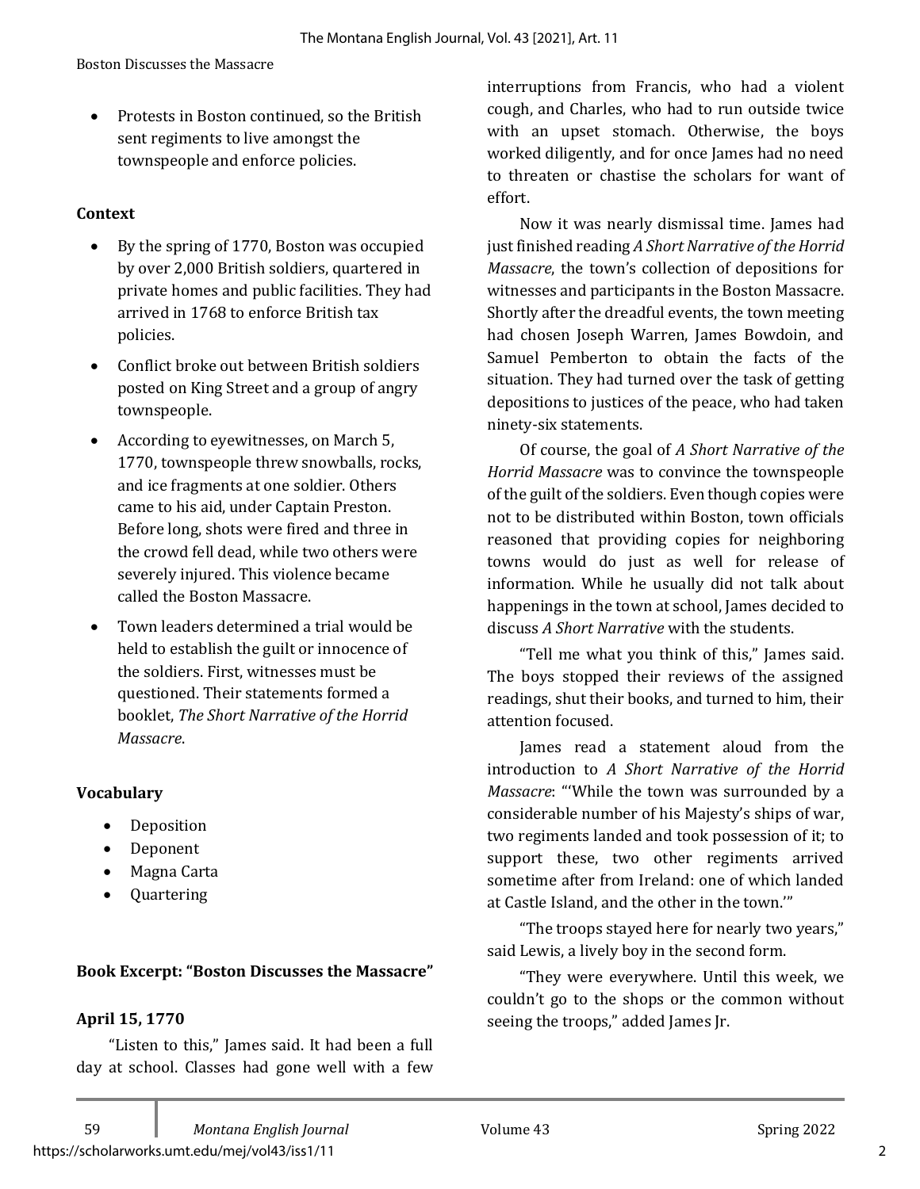- Protests in Boston continued, so the British sent regiments to live amongst the townspeople and enforce policies.

**Context**

- By the spring of 1770, Boston was occupied by over 2,000 British soldiers, quartered in private homes and public facilities. They had arrived in 1768 to enforce British tax policies.
- Conflict broke out between British soldiers posted on King Street and a group of angry townspeople.
- According to eyewitnesses, on March 5, 1770, townspeople threw snowballs, rocks, and ice fragments at one soldier. Others came to his aid, under Captain Preston. Before long, shots were fired and three in the crowd fell dead, while two others were severely injured. This violence became called the Boston Massacre.
- Town leaders determined a trial would be held to establish the guilt or innocence of the soldiers. First, witnesses must be questioned. Their statements formed a booklet, *The Short Narrative of the Horrid Massacre*.

**Vocabulary**

- Deposition
- Deponent
- Magna Carta
- Quartering

**Book Excerpt: "Boston Discusses the Massacre"**

**April 15, 1770**

"Listen to this," James said. It had been a full day at school. Classes had gone well with a few interruptions from Francis, who had a violent cough, and Charles, who had to run outside twice with an upset stomach. Otherwise, the boys worked diligently, and for once James had no need to threaten or chastise the scholars for want of effort.

Now it was nearly dismissal time. James had just finished reading *A Short Narrative of the Horrid Massacre*, the town's collection of depositions for witnesses and participants in the Boston Massacre. Shortly after the dreadful events, the town meeting had chosen Joseph Warren, James Bowdoin, and Samuel Pemberton to obtain the facts of the situation. They had turned over the task of getting depositions to justices of the peace, who had taken ninety-six statements.

Of course, the goal of *A Short Narrative of the Horrid Massacre* was to convince the townspeople of the guilt of the soldiers. Even though copies were not to be distributed within Boston, town officials reasoned that providing copies for neighboring towns would do just as well for release of information. While he usually did not talk about happenings in the town at school, James decided to discuss *A Short Narrative* with the students.

"Tell me what you think of this," James said. The boys stopped their reviews of the assigned readings, shut their books, and turned to him, their attention focused.

James read a statement aloud from the introduction to *A Short Narrative of the Horrid Massacre*: "'While the town was surrounded by a considerable number of his Majesty's ships of war, two regiments landed and took possession of it; to support these, two other regiments arrived sometime after from Ireland: one of which landed at Castle Island, and the other in the town.'"

"The troops stayed here for nearly two years," said Lewis, a lively boy in the second form.

"They were everywhere. Until this week, we couldn't go to the shops or the common without seeing the troops," added James Jr.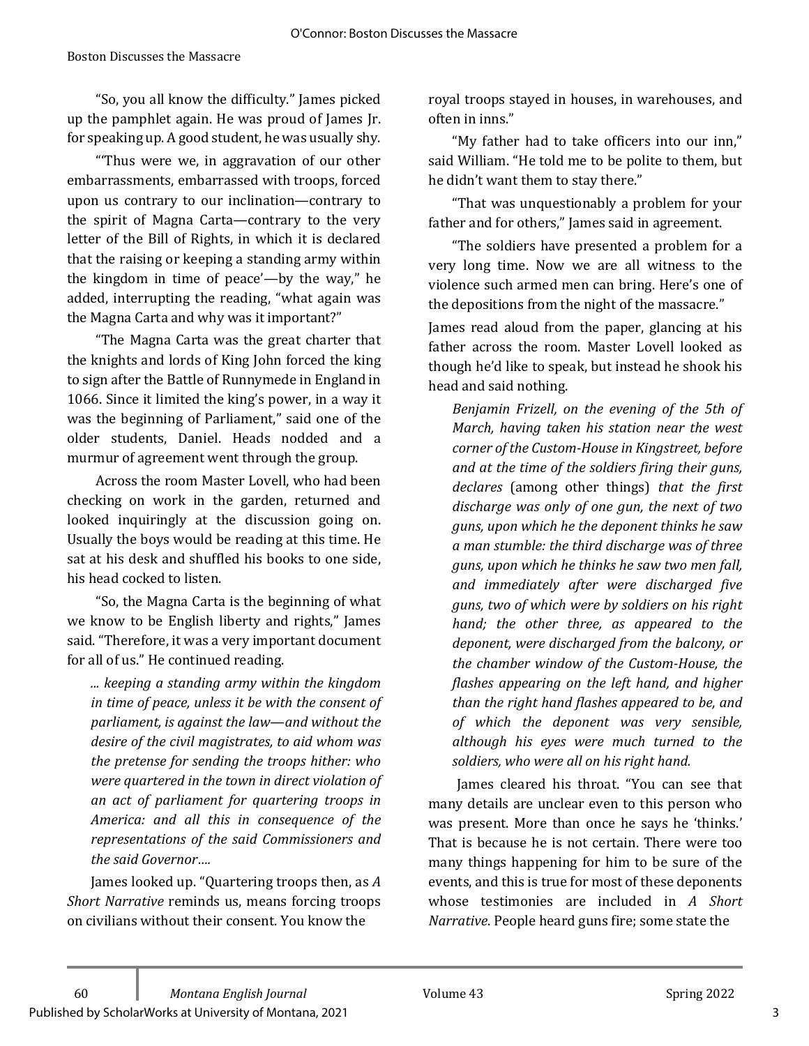"So, you all know the difficulty." James picked up the pamphlet again. He was proud of James Jr. for speaking up. A good student, he was usually shy.

"'Thus were we, in aggravation of our other embarrassments, embarrassed with troops, forced upon us contrary to our inclination—contrary to the spirit of Magna Carta—contrary to the very letter of the Bill of Rights, in which it is declared that the raising or keeping a standing army within the kingdom in time of peace'—by the way," he added, interrupting the reading, "what again was the Magna Carta and why was it important?"

"The Magna Carta was the great charter that the knights and lords of King John forced the king to sign after the Battle of Runnymede in England in 1066. Since it limited the king's power, in a way it was the beginning of Parliament," said one of the older students, Daniel. Heads nodded and a murmur of agreement went through the group.

Across the room Master Lovell, who had been checking on work in the garden, returned and looked inquiringly at the discussion going on. Usually the boys would be reading at this time. He sat at his desk and shuffled his books to one side, his head cocked to listen.

"So, the Magna Carta is the beginning of what we know to be English liberty and rights," James said. "Therefore, it was a very important document for all of us." He continued reading.

> *... keeping a standing army within the kingdom in time of peace, unless it be with the consent of parliament, is against the law—and without the desire of the civil magistrates, to aid whom was the pretense for sending the troops hither: who were quartered in the town in direct violation of an act of parliament for quartering troops in America: and all this in consequence of the representations of the said Commissioners and the said Governor….*

James looked up. "Quartering troops then, as *A Short Narrative* reminds us, means forcing troops on civilians without their consent. You know the royal troops stayed in houses, in warehouses, and often in inns."

"My father had to take officers into our inn," said William. "He told me to be polite to them, but he didn't want them to stay there."

"That was unquestionably a problem for your father and for others," James said in agreement.

"The soldiers have presented a problem for a very long time. Now we are all witness to the violence such armed men can bring. Here's one of the depositions from the night of the massacre."

James read aloud from the paper, glancing at his father across the room. Master Lovell looked as though he'd like to speak, but instead he shook his head and said nothing.

> *Benjamin Frizell, on the evening of the 5th of March, having taken his station near the west corner of the Custom-House in Kingstreet, before and at the time of the soldiers firing their guns, declares* (among other things) *that the first discharge was only of one gun, the next of two guns, upon which he the deponent thinks he saw a man stumble: the third discharge was of three guns, upon which he thinks he saw two men fall, and immediately after were discharged five guns, two of which were by soldiers on his right hand; the other three, as appeared to the deponent, were discharged from the balcony, or the chamber window of the Custom-House, the flashes appearing on the left hand, and higher than the right hand flashes appeared to be, and of which the deponent was very sensible, although his eyes were much turned to the soldiers, who were all on his right hand.*

James cleared his throat. "You can see that many details are unclear even to this person who was present. More than once he says he 'thinks.' That is because he is not certain. There were too many things happening for him to be sure of the events, and this is true for most of these deponents whose testimonies are included in *A Short Narrative*. People heard guns fire; some state the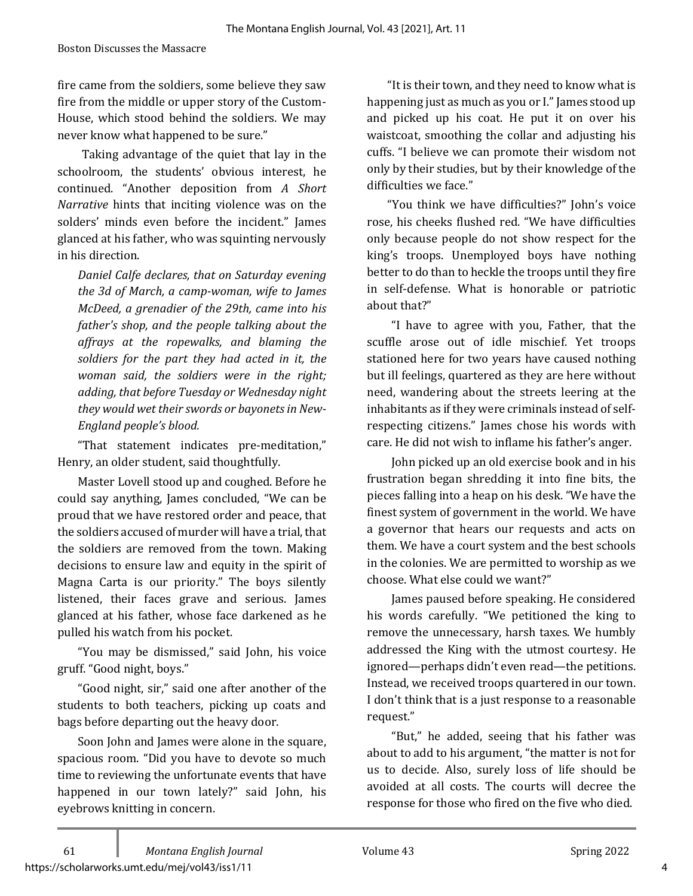fire came from the soldiers, some believe they saw fire from the middle or upper story of the Custom-House, which stood behind the soldiers. We may never know what happened to be sure."

Taking advantage of the quiet that lay in the schoolroom, the students' obvious interest, he continued. "Another deposition from *A Short Narrative* hints that inciting violence was on the solders' minds even before the incident." James glanced at his father, who was squinting nervously in his direction.

> *Daniel Calfe declares, that on Saturday evening the 3d of March, a camp-woman, wife to James McDeed, a grenadier of the 29th, came into his father's shop, and the people talking about the affrays at the ropewalks, and blaming the soldiers for the part they had acted in it, the woman said, the soldiers were in the right; adding, that before Tuesday or Wednesday night they would wet their swords or bayonets in New-England people's blood.*

"That statement indicates pre-meditation," Henry, an older student, said thoughtfully.

Master Lovell stood up and coughed. Before he could say anything, James concluded, "We can be proud that we have restored order and peace, that the soldiers accused of murder will have a trial, that the soldiers are removed from the town. Making decisions to ensure law and equity in the spirit of Magna Carta is our priority." The boys silently listened, their faces grave and serious. James glanced at his father, whose face darkened as he pulled his watch from his pocket.

"You may be dismissed," said John, his voice gruff. "Good night, boys."

"Good night, sir," said one after another of the students to both teachers, picking up coats and bags before departing out the heavy door.

Soon John and James were alone in the square, spacious room. "Did you have to devote so much time to reviewing the unfortunate events that have happened in our town lately?" said John, his eyebrows knitting in concern.

"It is their town, and they need to know what is happening just as much as you or I." James stood up and picked up his coat. He put it on over his waistcoat, smoothing the collar and adjusting his cuffs. "I believe we can promote their wisdom not only by their studies, but by their knowledge of the difficulties we face."

"You think we have difficulties?" John's voice rose, his cheeks flushed red. "We have difficulties only because people do not show respect for the king's troops. Unemployed boys have nothing better to do than to heckle the troops until they fire in self-defense. What is honorable or patriotic about that?"

"I have to agree with you, Father, that the scuffle arose out of idle mischief. Yet troops stationed here for two years have caused nothing but ill feelings, quartered as they are here without need, wandering about the streets leering at the inhabitants as if they were criminals instead of self-respecting citizens." James chose his words with care. He did not wish to inflame his father's anger.

John picked up an old exercise book and in his frustration began shredding it into fine bits, the pieces falling into a heap on his desk. "We have the finest system of government in the world. We have a governor that hears our requests and acts on them. We have a court system and the best schools in the colonies. We are permitted to worship as we choose. What else could we want?"

James paused before speaking. He considered his words carefully. "We petitioned the king to remove the unnecessary, harsh taxes. We humbly addressed the King with the utmost courtesy. He ignored—perhaps didn't even read—the petitions. Instead, we received troops quartered in our town. I don't think that is a just response to a reasonable request."

"But," he added, seeing that his father was about to add to his argument, "the matter is not for us to decide. Also, surely loss of life should be avoided at all costs. The courts will decree the response for those who fired on the five who died.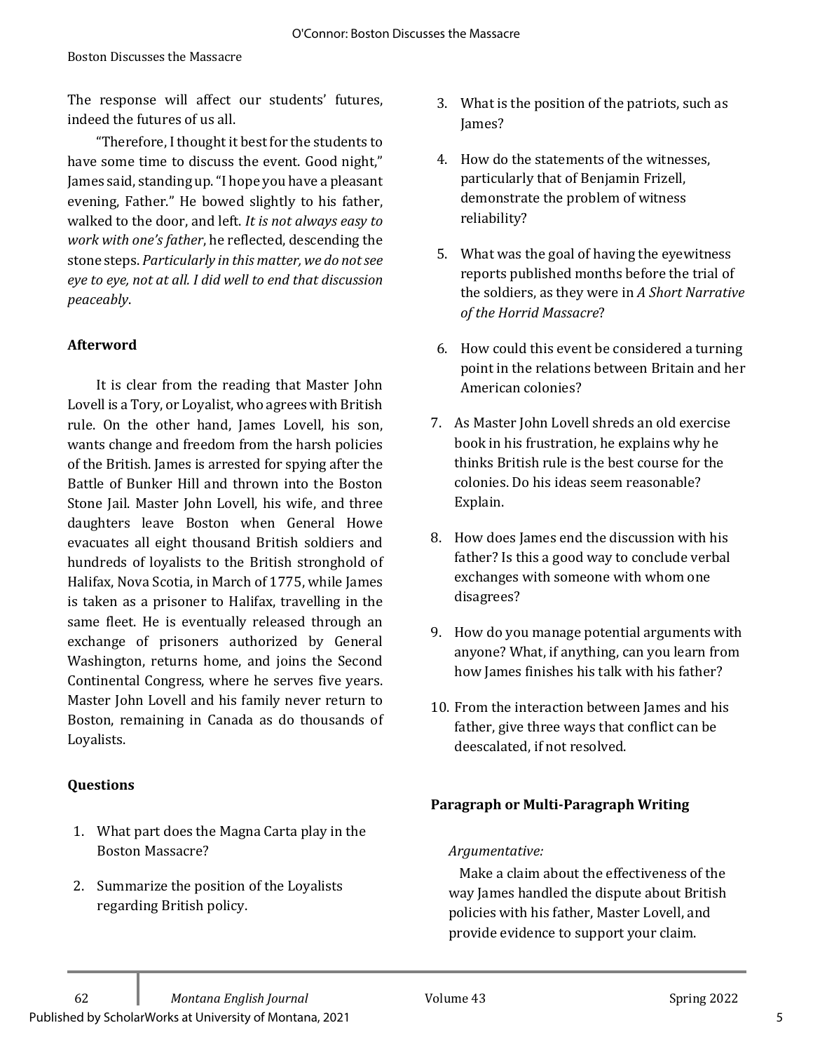The response will affect our students' futures, indeed the futures of us all.

"Therefore, I thought it best for the students to have some time to discuss the event. Good night," James said, standing up. "I hope you have a pleasant evening, Father." He bowed slightly to his father, walked to the door, and left. *It is not always easy to work with one's father*, he reflected, descending the stone steps. *Particularly in this matter, we do not see eye to eye, not at all. I did well to end that discussion peaceably*.

**Afterword**

It is clear from the reading that Master John Lovell is a Tory, or Loyalist, who agrees with British rule. On the other hand, James Lovell, his son, wants change and freedom from the harsh policies of the British. James is arrested for spying after the Battle of Bunker Hill and thrown into the Boston Stone Jail. Master John Lovell, his wife, and three daughters leave Boston when General Howe evacuates all eight thousand British soldiers and hundreds of loyalists to the British stronghold of Halifax, Nova Scotia, in March of 1775, while James is taken as a prisoner to Halifax, travelling in the same fleet. He is eventually released through an exchange of prisoners authorized by General Washington, returns home, and joins the Second Continental Congress, where he serves five years. Master John Lovell and his family never return to Boston, remaining in Canada as do thousands of Loyalists.

**Questions**

1. What part does the Magna Carta play in the Boston Massacre?
2. Summarize the position of the Loyalists regarding British policy.
3. What is the position of the patriots, such as James?
4. How do the statements of the witnesses, particularly that of Benjamin Frizell, demonstrate the problem of witness reliability?
5. What was the goal of having the eyewitness reports published months before the trial of the soldiers, as they were in *A Short Narrative of the Horrid Massacre*?
6. How could this event be considered a turning point in the relations between Britain and her American colonies?
7. As Master John Lovell shreds an old exercise book in his frustration, he explains why he thinks British rule is the best course for the colonies. Do his ideas seem reasonable? Explain.
8. How does James end the discussion with his father? Is this a good way to conclude verbal exchanges with someone with whom one disagrees?
9. How do you manage potential arguments with anyone? What, if anything, can you learn from how James finishes his talk with his father?
10. From the interaction between James and his father, give three ways that conflict can be deescalated, if not resolved.

**Paragraph or Multi-Paragraph Writing**

*Argumentative:*

Make a claim about the effectiveness of the way James handled the dispute about British policies with his father, Master Lovell, and provide evidence to support your claim.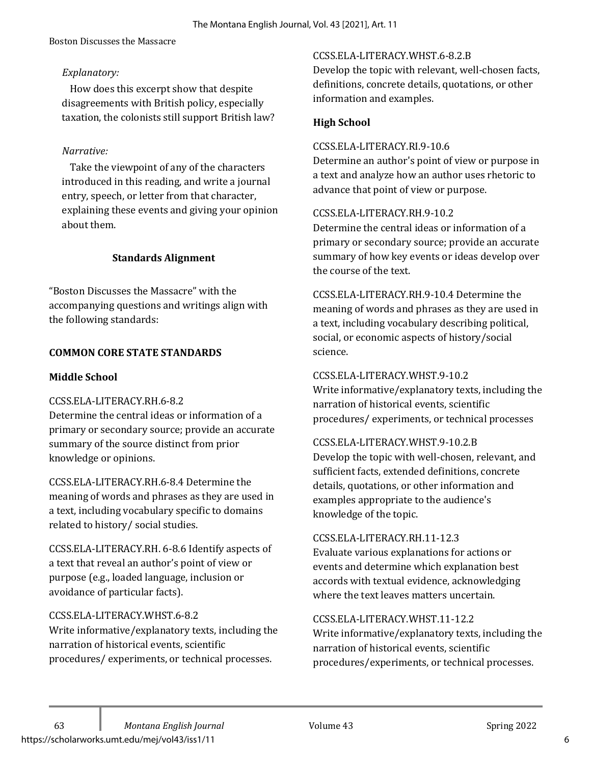*Explanatory:*

How does this excerpt show that despite disagreements with British policy, especially taxation, the colonists still support British law?

*Narrative:*

Take the viewpoint of any of the characters introduced in this reading, and write a journal entry, speech, or letter from that character, explaining these events and giving your opinion about them.

## Standards Alignment

"Boston Discusses the Massacre" with the accompanying questions and writings align with the following standards:

### COMMON CORE STATE STANDARDS

#### Middle School

CCSS.ELA-LITERACY.RH.6-8.2
Determine the central ideas or information of a primary or secondary source; provide an accurate summary of the source distinct from prior knowledge or opinions.

CCSS.ELA-LITERACY.RH.6-8.4 Determine the meaning of words and phrases as they are used in a text, including vocabulary specific to domains related to history/ social studies.

CCSS.ELA-LITERACY.RH. 6-8.6 Identify aspects of a text that reveal an author's point of view or purpose (e.g., loaded language, inclusion or avoidance of particular facts).

CCSS.ELA-LITERACY.WHST.6-8.2
Write informative/explanatory texts, including the narration of historical events, scientific procedures/ experiments, or technical processes.

CCSS.ELA-LITERACY.WHST.6-8.2.B
Develop the topic with relevant, well-chosen facts, definitions, concrete details, quotations, or other information and examples.

#### High School

CCSS.ELA-LITERACY.RI.9-10.6
Determine an author's point of view or purpose in a text and analyze how an author uses rhetoric to advance that point of view or purpose.

CCSS.ELA-LITERACY.RH.9-10.2
Determine the central ideas or information of a primary or secondary source; provide an accurate summary of how key events or ideas develop over the course of the text.

CCSS.ELA-LITERACY.RH.9-10.4 Determine the meaning of words and phrases as they are used in a text, including vocabulary describing political, social, or economic aspects of history/social science.

CCSS.ELA-LITERACY.WHST.9-10.2
Write informative/explanatory texts, including the narration of historical events, scientific procedures/ experiments, or technical processes

CCSS.ELA-LITERACY.WHST.9-10.2.B
Develop the topic with well-chosen, relevant, and sufficient facts, extended definitions, concrete details, quotations, or other information and examples appropriate to the audience's knowledge of the topic.

CCSS.ELA-LITERACY.RH.11-12.3
Evaluate various explanations for actions or events and determine which explanation best accords with textual evidence, acknowledging where the text leaves matters uncertain.

CCSS.ELA-LITERACY.WHST.11-12.2
Write informative/explanatory texts, including the narration of historical events, scientific procedures/experiments, or technical processes.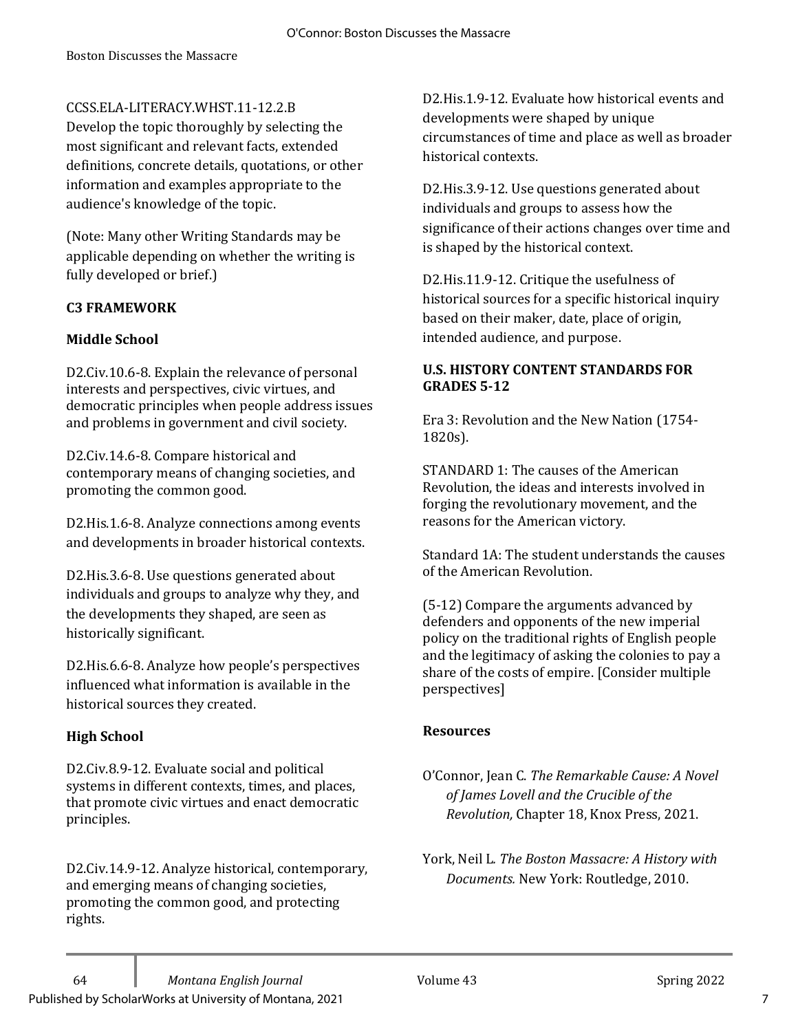CCSS.ELA-LITERACY.WHST.11-12.2.B
Develop the topic thoroughly by selecting the most significant and relevant facts, extended definitions, concrete details, quotations, or other information and examples appropriate to the audience's knowledge of the topic.

(Note: Many other Writing Standards may be applicable depending on whether the writing is fully developed or brief.)

**C3 FRAMEWORK**

**Middle School**

D2.Civ.10.6-8. Explain the relevance of personal interests and perspectives, civic virtues, and democratic principles when people address issues and problems in government and civil society.

D2.Civ.14.6-8. Compare historical and contemporary means of changing societies, and promoting the common good.

D2.His.1.6-8. Analyze connections among events and developments in broader historical contexts.

D2.His.3.6-8. Use questions generated about individuals and groups to analyze why they, and the developments they shaped, are seen as historically significant.

D2.His.6.6-8. Analyze how people's perspectives influenced what information is available in the historical sources they created.

**High School**

D2.Civ.8.9-12. Evaluate social and political systems in different contexts, times, and places, that promote civic virtues and enact democratic principles.

D2.Civ.14.9-12. Analyze historical, contemporary, and emerging means of changing societies, promoting the common good, and protecting rights.

D2.His.1.9-12. Evaluate how historical events and developments were shaped by unique circumstances of time and place as well as broader historical contexts.

D2.His.3.9-12. Use questions generated about individuals and groups to assess how the significance of their actions changes over time and is shaped by the historical context.

D2.His.11.9-12. Critique the usefulness of historical sources for a specific historical inquiry based on their maker, date, place of origin, intended audience, and purpose.

**U.S. HISTORY CONTENT STANDARDS FOR GRADES 5-12**

Era 3: Revolution and the New Nation (1754-1820s).

STANDARD 1: The causes of the American Revolution, the ideas and interests involved in forging the revolutionary movement, and the reasons for the American victory.

Standard 1A: The student understands the causes of the American Revolution.

(5-12) Compare the arguments advanced by defenders and opponents of the new imperial policy on the traditional rights of English people and the legitimacy of asking the colonies to pay a share of the costs of empire. [Consider multiple perspectives]

**Resources**

O'Connor, Jean C. *The Remarkable Cause: A Novel of James Lovell and the Crucible of the Revolution,* Chapter 18, Knox Press, 2021.

York, Neil L. *The Boston Massacre: A History with Documents.* New York: Routledge, 2010.